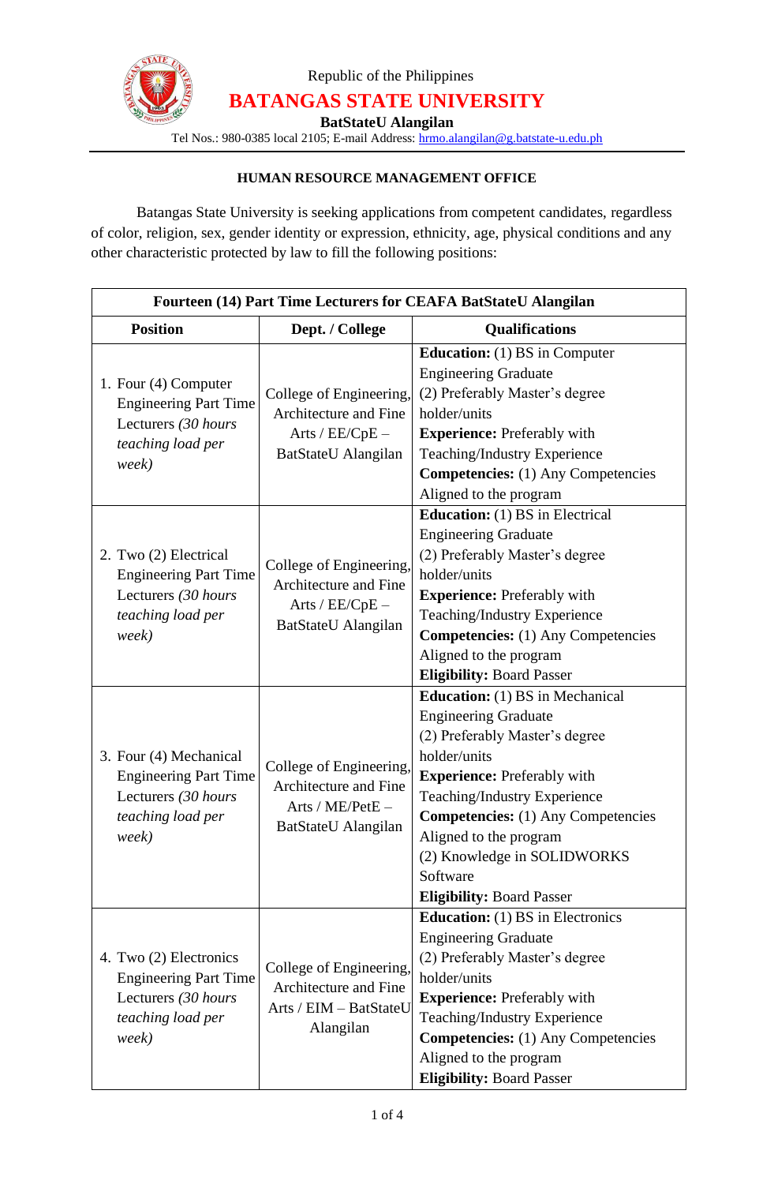Republic of the Philippines

# BATANGAS STATE UNIVERSITY

**BatStateU Alangilan**

Tel Nos.: 980-0385 local 2105; E-mail Address: hrmo.alangilan@g.batstate-u.edu.ph

## HUMAN RESOURCE MANAGEMENT OFFICE

Batangas State University is seeking applications from competent candidates, regardless of color, religion, sex, gender identity or expression, ethnicity, age, physical conditions and any other characteristic protected by law to fill the following positions:

| **Fourteen (14) Part Time Lecturers for CEAFA BatStateU Alangilan** | | |
|---|---|---|
| **Position** | **Dept. / College** | **Qualifications** |
| 1. Four (4) Computer Engineering Part Time Lecturers *(30 hours teaching load per week)* | College of Engineering, Architecture and Fine Arts / EE/CpE – BatStateU Alangilan | **Education:** (1) BS in Computer Engineering Graduate (2) Preferably Master's degree holder/units **Experience:** Preferably with Teaching/Industry Experience **Competencies:** (1) Any Competencies Aligned to the program |
| 2. Two (2) Electrical Engineering Part Time Lecturers *(30 hours teaching load per week)* | College of Engineering, Architecture and Fine Arts / EE/CpE – BatStateU Alangilan | **Education:** (1) BS in Electrical Engineering Graduate (2) Preferably Master's degree holder/units **Experience:** Preferably with Teaching/Industry Experience **Competencies:** (1) Any Competencies Aligned to the program **Eligibility:** Board Passer |
| 3. Four (4) Mechanical Engineering Part Time Lecturers *(30 hours teaching load per week)* | College of Engineering, Architecture and Fine Arts / ME/PetE – BatStateU Alangilan | **Education:** (1) BS in Mechanical Engineering Graduate (2) Preferably Master's degree holder/units **Experience:** Preferably with Teaching/Industry Experience **Competencies:** (1) Any Competencies Aligned to the program (2) Knowledge in SOLIDWORKS Software **Eligibility:** Board Passer |
| 4. Two (2) Electronics Engineering Part Time Lecturers *(30 hours teaching load per week)* | College of Engineering, Architecture and Fine Arts / EIM – BatStateU Alangilan | **Education:** (1) BS in Electronics Engineering Graduate (2) Preferably Master's degree holder/units **Experience:** Preferably with Teaching/Industry Experience **Competencies:** (1) Any Competencies Aligned to the program **Eligibility:** Board Passer |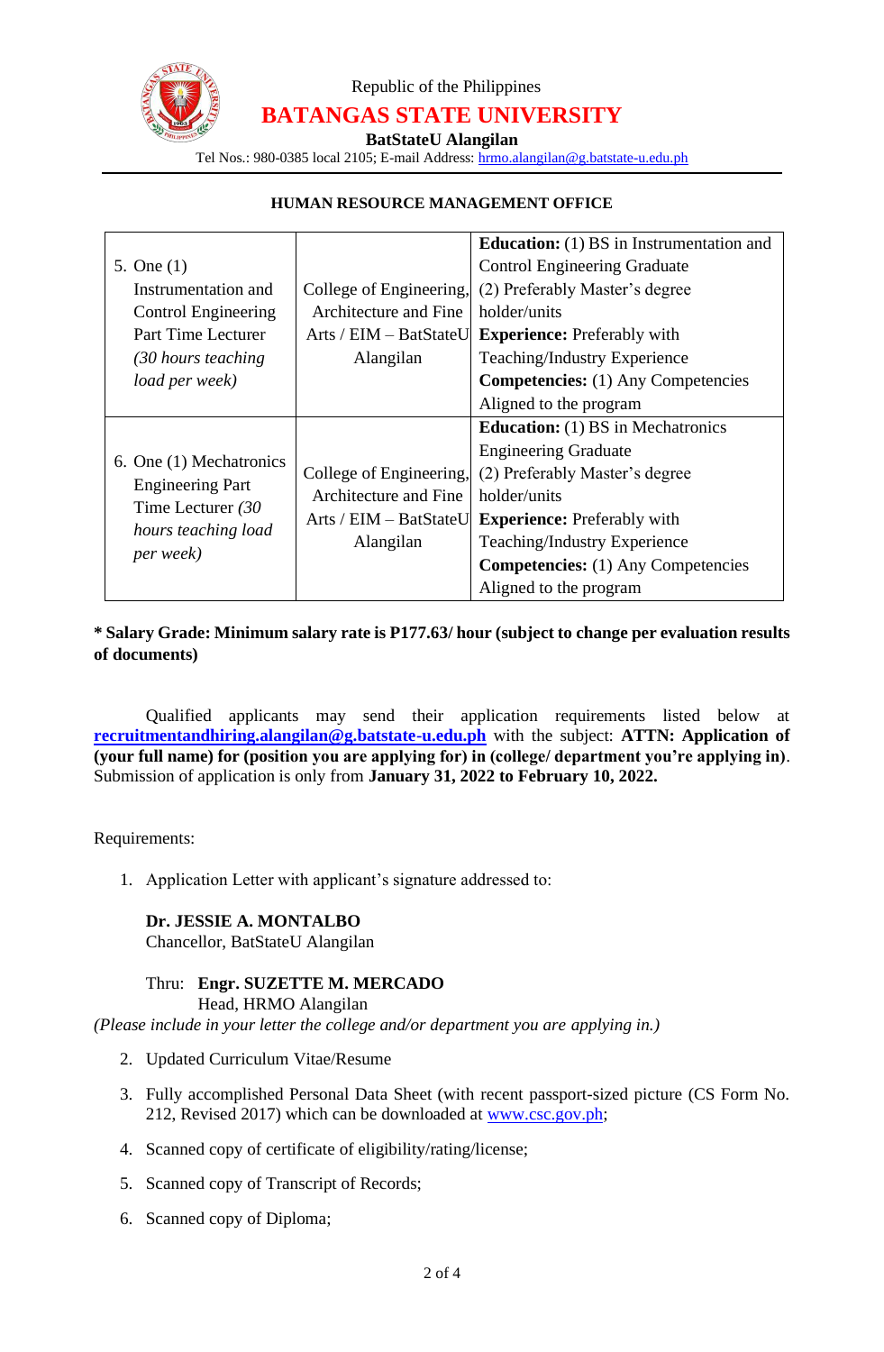Republic of the Philippines

**BATANGAS STATE UNIVERSITY**

**BatStateU Alangilan**

Tel Nos.: 980-0385 local 2105; E-mail Address: hrmo.alangilan@g.batstate-u.edu.ph

**HUMAN RESOURCE MANAGEMENT OFFICE**

| | | |
|---|---|---|
| 5. One (1) Instrumentation and Control Engineering Part Time Lecturer *(30 hours teaching load per week)* | College of Engineering, Architecture and Fine Arts / EIM – BatStateU Alangilan | **Education:** (1) BS in Instrumentation and Control Engineering Graduate (2) Preferably Master's degree holder/units **Experience:** Preferably with Teaching/Industry Experience **Competencies:** (1) Any Competencies Aligned to the program |
| 6. One (1) Mechatronics Engineering Part Time Lecturer *(30 hours teaching load per week)* | College of Engineering, Architecture and Fine Arts / EIM – BatStateU Alangilan | **Education:** (1) BS in Mechatronics Engineering Graduate (2) Preferably Master's degree holder/units **Experience:** Preferably with Teaching/Industry Experience **Competencies:** (1) Any Competencies Aligned to the program |

**\* Salary Grade: Minimum salary rate is P177.63/ hour (subject to change per evaluation results of documents)**

Qualified applicants may send their application requirements listed below at **recruitmentandhiring.alangilan@g.batstate-u.edu.ph** with the subject: **ATTN: Application of (your full name) for (position you are applying for) in (college/ department you're applying in)**. Submission of application is only from **January 31, 2022 to February 10, 2022.**

Requirements:

1. Application Letter with applicant's signature addressed to:

   **Dr. JESSIE A. MONTALBO**
   Chancellor, BatStateU Alangilan

   Thru: **Engr. SUZETTE M. MERCADO**
   Head, HRMO Alangilan

*(Please include in your letter the college and/or department you are applying in.)*

2. Updated Curriculum Vitae/Resume
3. Fully accomplished Personal Data Sheet (with recent passport-sized picture (CS Form No. 212, Revised 2017) which can be downloaded at www.csc.gov.ph;
4. Scanned copy of certificate of eligibility/rating/license;
5. Scanned copy of Transcript of Records;
6. Scanned copy of Diploma;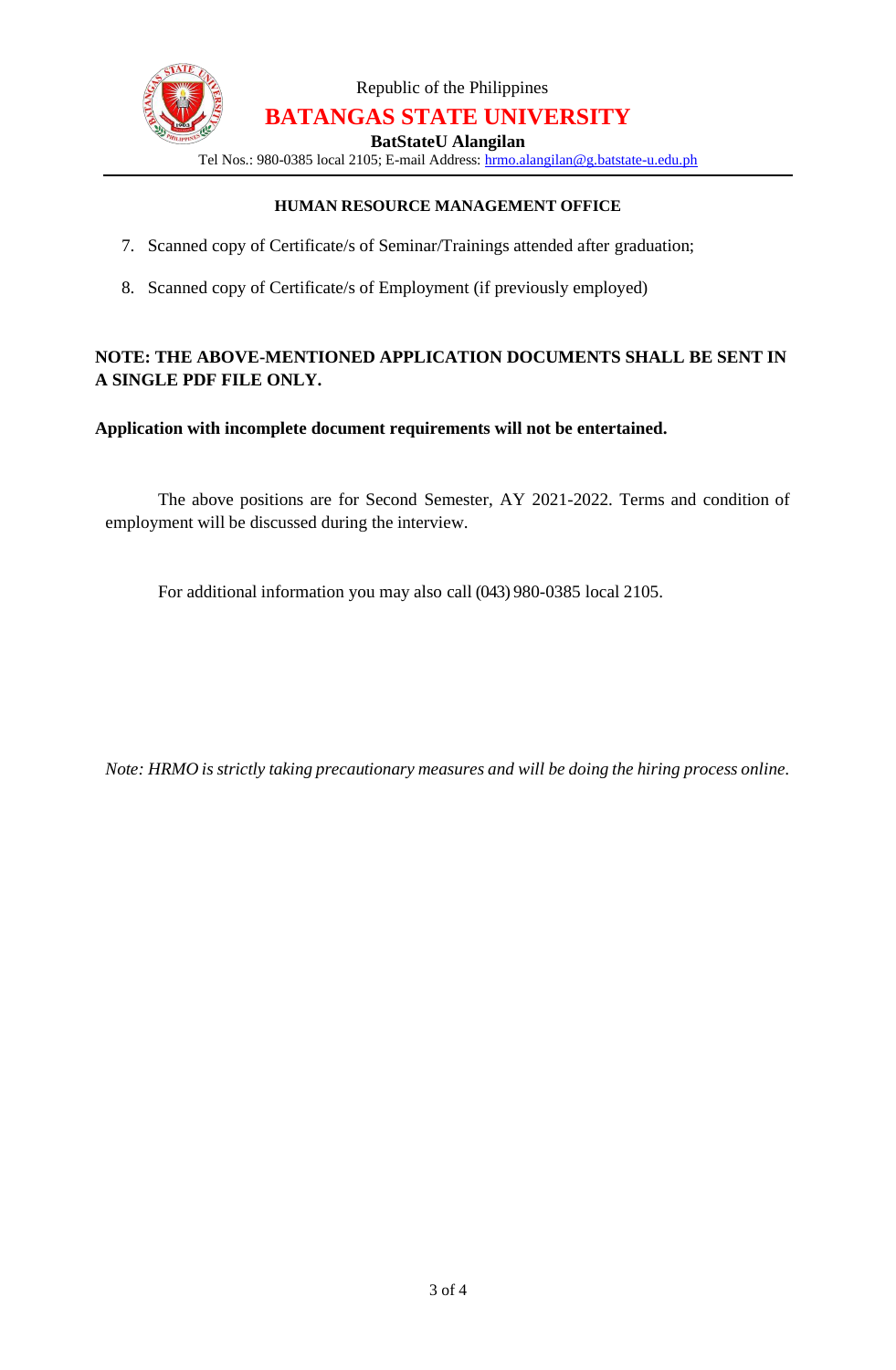7. Scanned copy of Certificate/s of Seminar/Trainings attended after graduation;
8. Scanned copy of Certificate/s of Employment (if previously employed)

**NOTE: THE ABOVE-MENTIONED APPLICATION DOCUMENTS SHALL BE SENT IN A SINGLE PDF FILE ONLY.**

**Application with incomplete document requirements will not be entertained.**

The above positions are for Second Semester, AY 2021-2022. Terms and condition of employment will be discussed during the interview.

For additional information you may also call (043) 980-0385 local 2105.

*Note: HRMO is strictly taking precautionary measures and will be doing the hiring process online.*